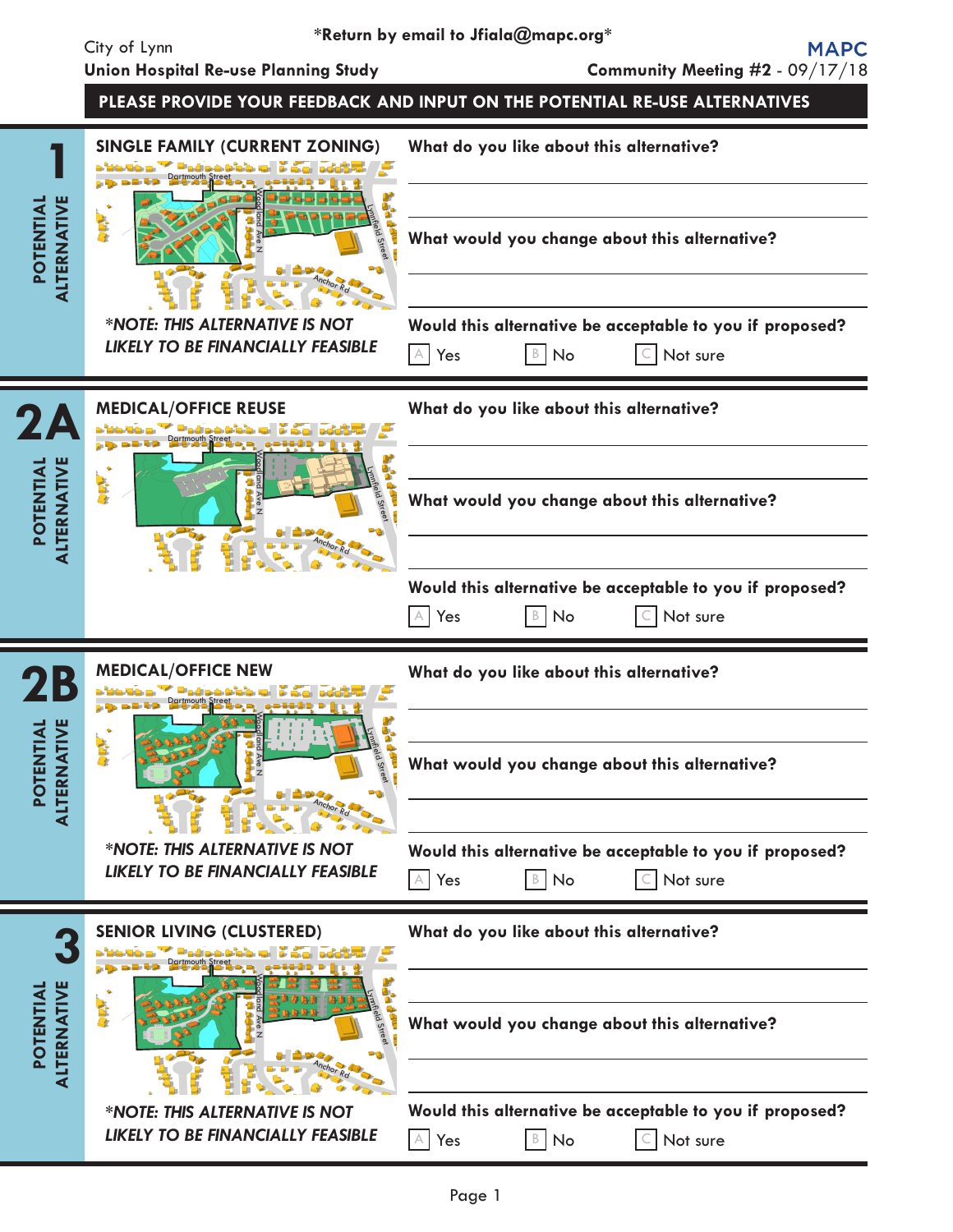*Return by email to Jfiala@mapc.org*

City of Lynn

**Union Hospital Re-use Planning Study**

**MAPC**

**Community Meeting #2** - 09/17/18

## PLEASE PROVIDE YOUR FEEDBACK AND INPUT ON THE POTENTIAL RE-USE ALTERNATIVES

---

## 1 POTENTIAL ALTERNATIVE

### SINGLE FAMILY (CURRENT ZONING)

***NOTE: THIS ALTERNATIVE IS NOT LIKELY TO BE FINANCIALLY FEASIBLE**

**What do you like about this alternative?**

**What would you change about this alternative?**

**Would this alternative be acceptable to you if proposed?**

[A] Yes [B] No [C] Not sure

---

## 2A POTENTIAL ALTERNATIVE

### MEDICAL/OFFICE REUSE

**What do you like about this alternative?**

**What would you change about this alternative?**

**Would this alternative be acceptable to you if proposed?**

[A] Yes [B] No [C] Not sure

---

## 2B POTENTIAL ALTERNATIVE

### MEDICAL/OFFICE NEW

***NOTE: THIS ALTERNATIVE IS NOT LIKELY TO BE FINANCIALLY FEASIBLE**

**What do you like about this alternative?**

**What would you change about this alternative?**

**Would this alternative be acceptable to you if proposed?**

[A] Yes [B] No [C] Not sure

---

## 3 POTENTIAL ALTERNATIVE

### SENIOR LIVING (CLUSTERED)

***NOTE: THIS ALTERNATIVE IS NOT LIKELY TO BE FINANCIALLY FEASIBLE**

**What do you like about this alternative?**

**What would you change about this alternative?**

**Would this alternative be acceptable to you if proposed?**

[A] Yes [B] No [C] Not sure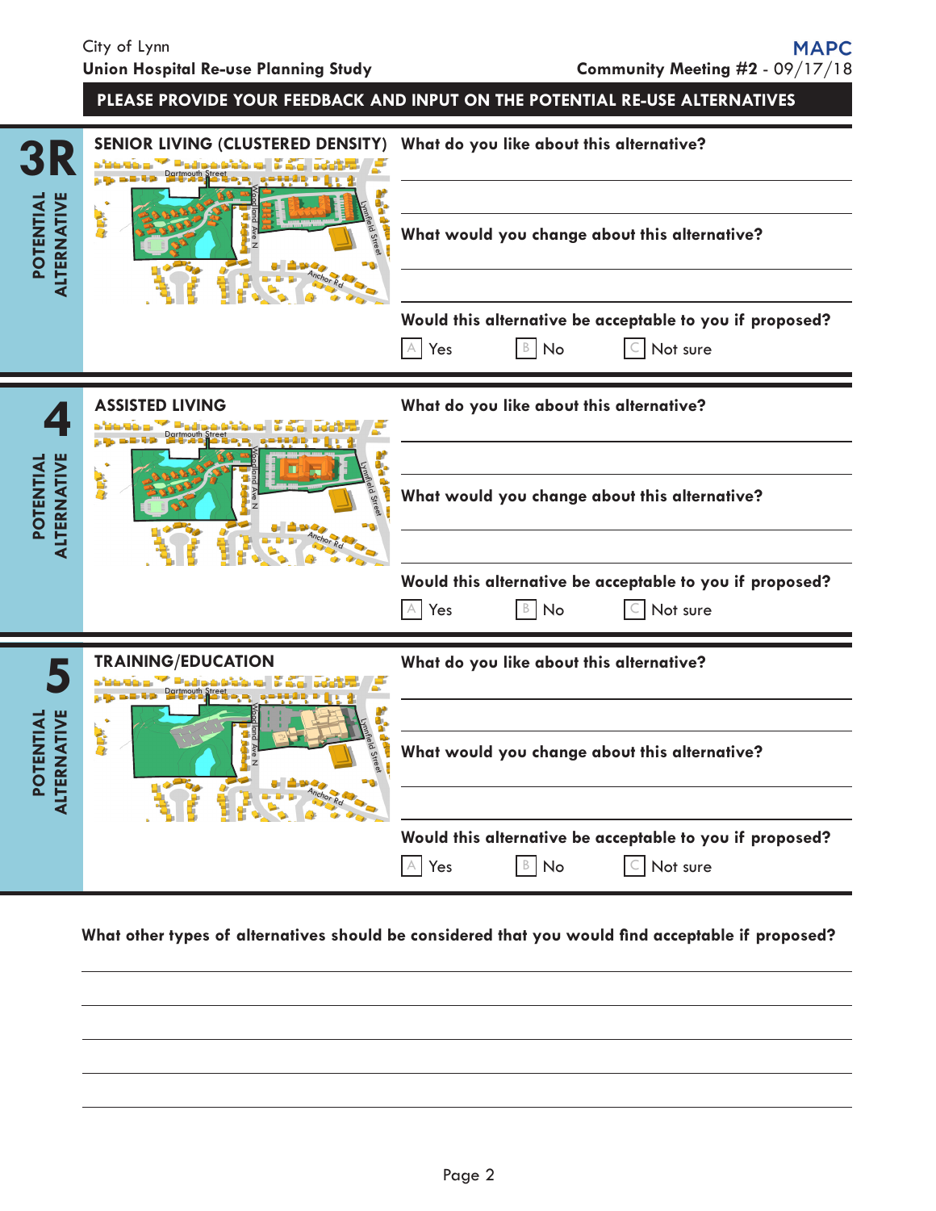City of Lynn
**Union Hospital Re-use Planning Study**

**MAPC**
**Community Meeting #2** - 09/17/18

**PLEASE PROVIDE YOUR FEEDBACK AND INPUT ON THE POTENTIAL RE-USE ALTERNATIVES**

## 3R POTENTIAL ALTERNATIVE

### SENIOR LIVING (CLUSTERED DENSITY)

Dartmouth Street
Woodland Ave N
Lynnfield Street
Anchor Rd

**What do you like about this alternative?**

**What would you change about this alternative?**

**Would this alternative be acceptable to you if proposed?**

A Yes  B No  C Not sure

## 4 POTENTIAL ALTERNATIVE

### ASSISTED LIVING

Dartmouth Street
Woodland Ave N
Lynnfield Street
Anchor Rd

**What do you like about this alternative?**

**What would you change about this alternative?**

**Would this alternative be acceptable to you if proposed?**

A Yes  B No  C Not sure

## 5 POTENTIAL ALTERNATIVE

### TRAINING/EDUCATION

Dartmouth Street
Woodland Ave N
Lynnfield Street
Anchor Rd

**What do you like about this alternative?**

**What would you change about this alternative?**

**Would this alternative be acceptable to you if proposed?**

A Yes  B No  C Not sure

**What other types of alternatives should be considered that you would find acceptable if proposed?**